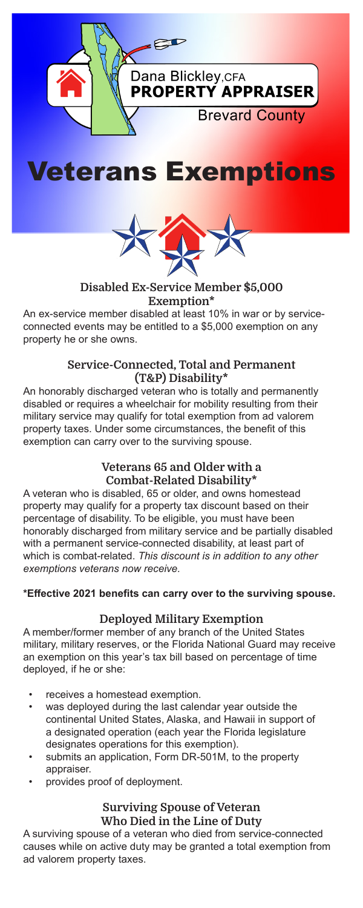Dana Blickley, CFA
**PROPERTY APPRAISER**
Brevard County

# Veterans Exemptions

### Disabled Ex-Service Member $5,000 Exemption*

An ex-service member disabled at least 10% in war or by service-connected events may be entitled to a $5,000 exemption on any property he or she owns.

### Service-Connected, Total and Permanent (T&P) Disability*

An honorably discharged veteran who is totally and permanently disabled or requires a wheelchair for mobility resulting from their military service may qualify for total exemption from ad valorem property taxes. Under some circumstances, the benefit of this exemption can carry over to the surviving spouse.

### Veterans 65 and Older with a Combat-Related Disability*

A veteran who is disabled, 65 or older, and owns homestead property may qualify for a property tax discount based on their percentage of disability. To be eligible, you must have been honorably discharged from military service and be partially disabled with a permanent service-connected disability, at least part of which is combat-related. *This discount is in addition to any other exemptions veterans now receive.*

**\*Effective 2021 benefits can carry over to the surviving spouse.**

### Deployed Military Exemption

A member/former member of any branch of the United States military, military reserves, or the Florida National Guard may receive an exemption on this year's tax bill based on percentage of time deployed, if he or she:

- receives a homestead exemption.
- was deployed during the last calendar year outside the continental United States, Alaska, and Hawaii in support of a designated operation (each year the Florida legislature designates operations for this exemption).
- submits an application, Form DR-501M, to the property appraiser.
- provides proof of deployment.

### Surviving Spouse of Veteran Who Died in the Line of Duty

A surviving spouse of a veteran who died from service-connected causes while on active duty may be granted a total exemption from ad valorem property taxes.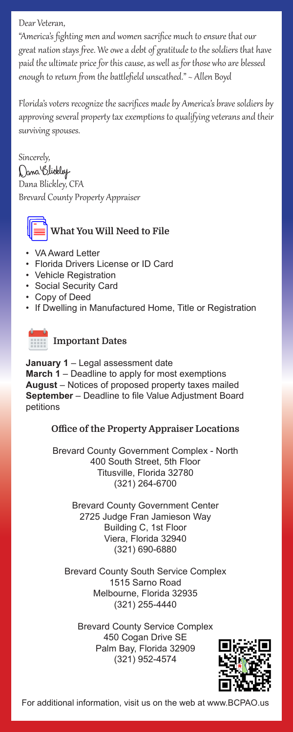Dear Veteran,

"America's fighting men and women sacrifice much to ensure that our great nation stays free. We owe a debt of gratitude to the soldiers that have paid the ultimate price for this cause, as well as for those who are blessed enough to return from the battlefield unscathed." ~ Allen Boyd

Florida's voters recognize the sacrifices made by America's brave soldiers by approving several property tax exemptions to qualifying veterans and their surviving spouses.

Sincerely,

Dana Blickley

Dana Blickley, CFA
Brevard County Property Appraiser

## What You Will Need to File

- VA Award Letter
- Florida Drivers License or ID Card
- Vehicle Registration
- Social Security Card
- Copy of Deed
- If Dwelling in Manufactured Home, Title or Registration

## Important Dates

**January 1** – Legal assessment date
**March 1** – Deadline to apply for most exemptions
**August** – Notices of proposed property taxes mailed
**September** – Deadline to file Value Adjustment Board petitions

### Office of the Property Appraiser Locations

Brevard County Government Complex - North
400 South Street, 5th Floor
Titusville, Florida 32780
(321) 264-6700

Brevard County Government Center
2725 Judge Fran Jamieson Way
Building C, 1st Floor
Viera, Florida 32940
(321) 690-6880

Brevard County South Service Complex
1515 Sarno Road
Melbourne, Florida 32935
(321) 255-4440

Brevard County Service Complex
450 Cogan Drive SE
Palm Bay, Florida 32909
(321) 952-4574

For additional information, visit us on the web at www.BCPAO.us